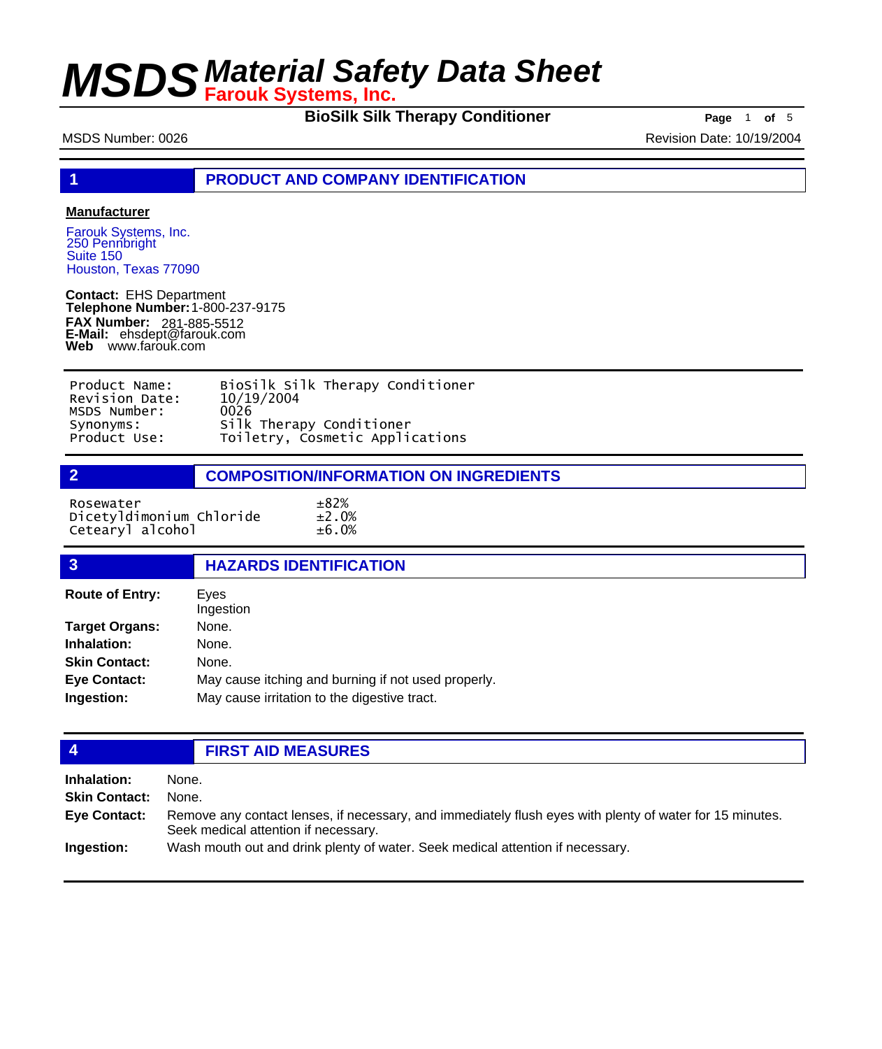# MSDS Material Safety Data Sheet

**Farouk Systems, Inc.**

**BioSilk Silk Therapy Conditioner**

MSDS Number: 0026 Revision Date: 10/19/2004

## 1 PRODUCT AND COMPANY IDENTIFICATION

**Manufacturer**

Farouk Systems, Inc.
250 Pennbright
Suite 150
Houston, Texas 77090

**Contact:** EHS Department
**Telephone Number:** 1-800-237-9175
**FAX Number:** 281-885-5512
**E-Mail:** ehsdept@farouk.com
**Web** www.farouk.com

```
Product Name:       BioSilk Silk Therapy Conditioner
Revision Date:      10/19/2004
MSDS Number:        0026
Synonyms:           Silk Therapy Conditioner
Product Use:        Toiletry, Cosmetic Applications
```

## 2 COMPOSITION/INFORMATION ON INGREDIENTS

| Ingredient | Percentage |
|---|---|
| Rosewater | ±82% |
| Dicetyldimonium Chloride | ±2.0% |
| Cetearyl alcohol | ±6.0% |

## 3 HAZARDS IDENTIFICATION

**Route of Entry:** Eyes
Ingestion

**Target Organs:** None.

**Inhalation:** None.

**Skin Contact:** None.

**Eye Contact:** May cause itching and burning if not used properly.

**Ingestion:** May cause irritation to the digestive tract.

## 4 FIRST AID MEASURES

**Inhalation:** None.

**Skin Contact:** None.

**Eye Contact:** Remove any contact lenses, if necessary, and immediately flush eyes with plenty of water for 15 minutes. Seek medical attention if necessary.

**Ingestion:** Wash mouth out and drink plenty of water. Seek medical attention if necessary.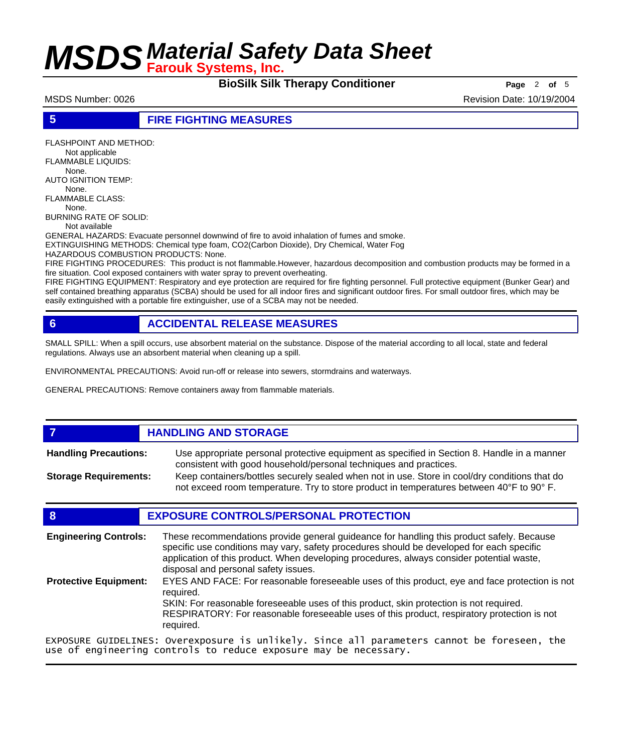## 5 FIRE FIGHTING MEASURES

FLASHPOINT AND METHOD:
Not applicable

FLAMMABLE LIQUIDS:
None.

AUTO IGNITION TEMP:
None.

FLAMMABLE CLASS:
None.

BURNING RATE OF SOLID:
Not available

GENERAL HAZARDS: Evacuate personnel downwind of fire to avoid inhalation of fumes and smoke.
EXTINGUISHING METHODS: Chemical type foam, $CO_2$(Carbon Dioxide), Dry Chemical, Water Fog
HAZARDOUS COMBUSTION PRODUCTS: None.
FIRE FIGHTING PROCEDURES: This product is not flammable.However, hazardous decomposition and combustion products may be formed in a fire situation. Cool exposed containers with water spray to prevent overheating.
FIRE FIGHTING EQUIPMENT: Respiratory and eye protection are required for fire fighting personnel. Full protective equipment (Bunker Gear) and self contained breathing apparatus (SCBA) should be used for all indoor fires and significant outdoor fires. For small outdoor fires, which may be easily extinguished with a portable fire extinguisher, use of a SCBA may not be needed.

## 6 ACCIDENTAL RELEASE MEASURES

SMALL SPILL: When a spill occurs, use absorbent material on the substance. Dispose of the material according to all local, state and federal regulations. Always use an absorbent material when cleaning up a spill.

ENVIRONMENTAL PRECAUTIONS: Avoid run-off or release into sewers, stormdrains and waterways.

GENERAL PRECAUTIONS: Remove containers away from flammable materials.

## 7 HANDLING AND STORAGE

**Handling Precautions:** Use appropriate personal protective equipment as specified in Section 8. Handle in a manner consistent with good household/personal techniques and practices.

**Storage Requirements:** Keep containers/bottles securely sealed when not in use. Store in cool/dry conditions that do not exceed room temperature. Try to store product in temperatures between 40°F to 90° F.

## 8 EXPOSURE CONTROLS/PERSONAL PROTECTION

**Engineering Controls:** These recommendations provide general guideance for handling this product safely. Because specific use conditions may vary, safety procedures should be developed for each specific application of this product. When developing procedures, always consider potential waste, disposal and personal safety issues.

**Protective Equipment:** EYES AND FACE: For reasonable foreseeable uses of this product, eye and face protection is not required.
SKIN: For reasonable foreseeable uses of this product, skin protection is not required.
RESPIRATORY: For reasonable foreseeable uses of this product, respiratory protection is not required.

EXPOSURE GUIDELINES: Overexposure is unlikely. Since all parameters cannot be foreseen, the use of engineering controls to reduce exposure may be necessary.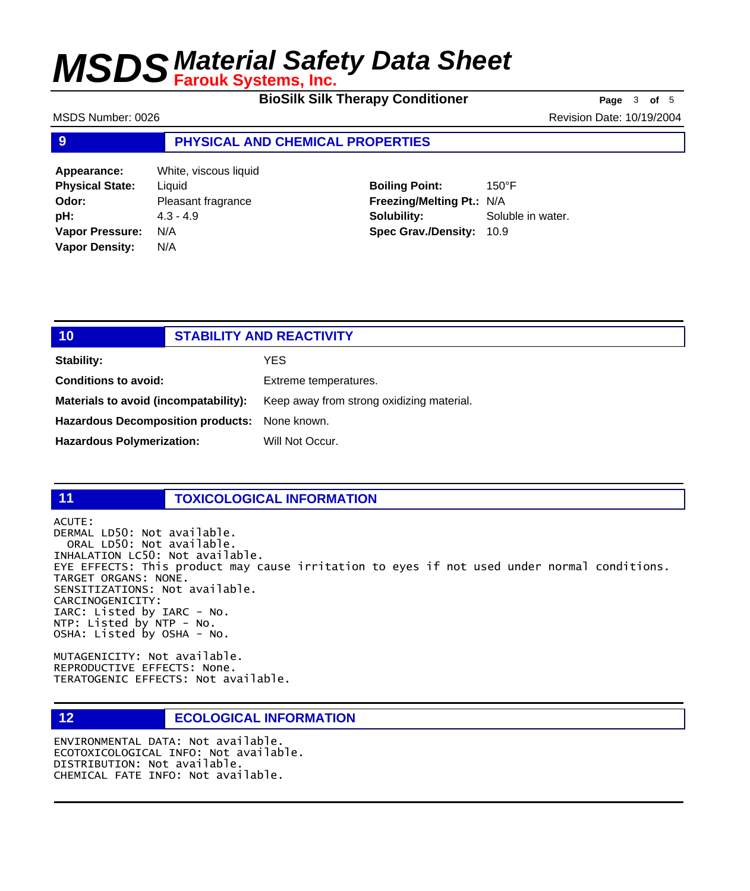## 9 PHYSICAL AND CHEMICAL PROPERTIES

| | | | |
|---|---|---|---|
| **Appearance:** | White, viscous liquid | | |
| **Physical State:** | Liquid | **Boiling Point:** | 150°F |
| **Odor:** | Pleasant fragrance | **Freezing/Melting Pt.:** | N/A |
| **pH:** | 4.3 - 4.9 | **Solubility:** | Soluble in water. |
| **Vapor Pressure:** | N/A | **Spec Grav./Density:** | 10.9 |
| **Vapor Density:** | N/A | | |

## 10 STABILITY AND REACTIVITY

**Stability:** YES

**Conditions to avoid:** Extreme temperatures.

**Materials to avoid (incompatability):** Keep away from strong oxidizing material.

**Hazardous Decomposition products:** None known.

**Hazardous Polymerization:** Will Not Occur.

## 11 TOXICOLOGICAL INFORMATION

```
ACUTE:
DERMAL LD50: Not available.
  ORAL LD50: Not available.
INHALATION LC50: Not available.
EYE EFFECTS: This product may cause irritation to eyes if not used under normal conditions.
TARGET ORGANS: NONE.
SENSITIZATIONS: Not available.
CARCINOGENICITY:
IARC: Listed by IARC - No.
NTP: Listed by NTP - No.
OSHA: Listed by OSHA - No.

MUTAGENICITY: Not available.
REPRODUCTIVE EFFECTS: None.
TERATOGENIC EFFECTS: Not available.
```

## 12 ECOLOGICAL INFORMATION

```
ENVIRONMENTAL DATA: Not available.
ECOTOXICOLOGICAL INFO: Not available.
DISTRIBUTION: Not available.
CHEMICAL FATE INFO: Not available.
```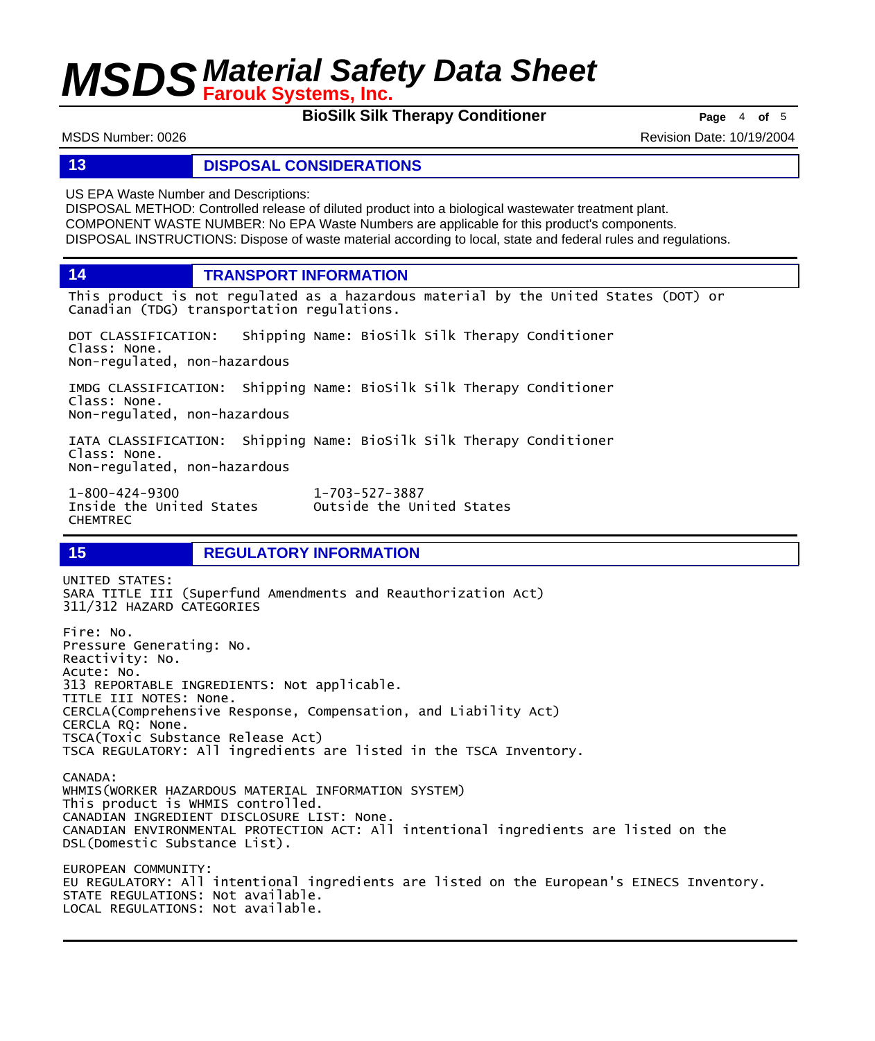## 13 DISPOSAL CONSIDERATIONS

US EPA Waste Number and Descriptions:
DISPOSAL METHOD: Controlled release of diluted product into a biological wastewater treatment plant.
COMPONENT WASTE NUMBER: No EPA Waste Numbers are applicable for this product's components.
DISPOSAL INSTRUCTIONS: Dispose of waste material according to local, state and federal rules and regulations.

## 14 TRANSPORT INFORMATION

This product is not regulated as a hazardous material by the United States (DOT) or Canadian (TDG) transportation regulations.

DOT CLASSIFICATION: Shipping Name: BioSilk Silk Therapy Conditioner
Class: None.
Non-regulated, non-hazardous

IMDG CLASSIFICATION: Shipping Name: BioSilk Silk Therapy Conditioner
Class: None.
Non-regulated, non-hazardous

IATA CLASSIFICATION: Shipping Name: BioSilk Silk Therapy Conditioner
Class: None.
Non-regulated, non-hazardous

1-800-424-9300 Inside the United States
1-703-527-3887 Outside the United States
CHEMTREC

## 15 REGULATORY INFORMATION

UNITED STATES:
SARA TITLE III (Superfund Amendments and Reauthorization Act)
311/312 HAZARD CATEGORIES

Fire: No.
Pressure Generating: No.
Reactivity: No.
Acute: No.
313 REPORTABLE INGREDIENTS: Not applicable.
TITLE III NOTES: None.
CERCLA(Comprehensive Response, Compensation, and Liability Act)
CERCLA RQ: None.
TSCA(Toxic Substance Release Act)
TSCA REGULATORY: All ingredients are listed in the TSCA Inventory.

CANADA:
WHMIS(WORKER HAZARDOUS MATERIAL INFORMATION SYSTEM)
This product is WHMIS controlled.
CANADIAN INGREDIENT DISCLOSURE LIST: None.
CANADIAN ENVIRONMENTAL PROTECTION ACT: All intentional ingredients are listed on the DSL(Domestic Substance List).

EUROPEAN COMMUNITY:
EU REGULATORY: All intentional ingredients are listed on the European's EINECS Inventory.
STATE REGULATIONS: Not available.
LOCAL REGULATIONS: Not available.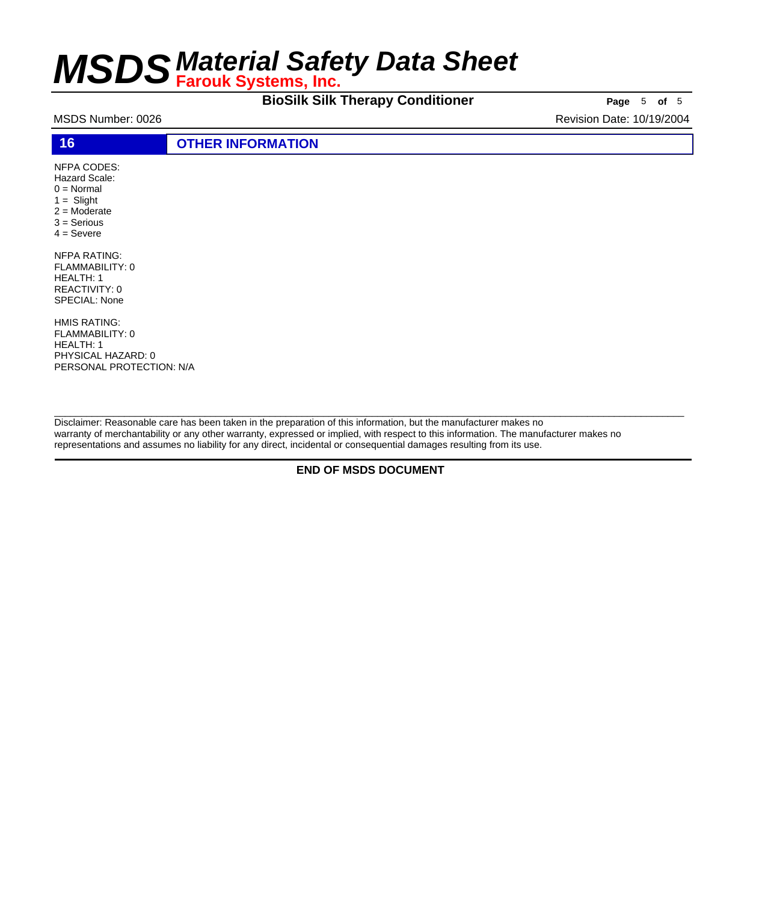## 16 OTHER INFORMATION

NFPA CODES:
Hazard Scale:
0 = Normal
1 = Slight
2 = Moderate
3 = Serious
4 = Severe

NFPA RATING:
FLAMMABILITY: 0
HEALTH: 1
REACTIVITY: 0
SPECIAL: None

HMIS RATING:
FLAMMABILITY: 0
HEALTH: 1
PHYSICAL HAZARD: 0
PERSONAL PROTECTION: N/A

---

Disclaimer: Reasonable care has been taken in the preparation of this information, but the manufacturer makes no warranty of merchantability or any other warranty, expressed or implied, with respect to this information. The manufacturer makes no representations and assumes no liability for any direct, incidental or consequential damages resulting from its use.

---

**END OF MSDS DOCUMENT**